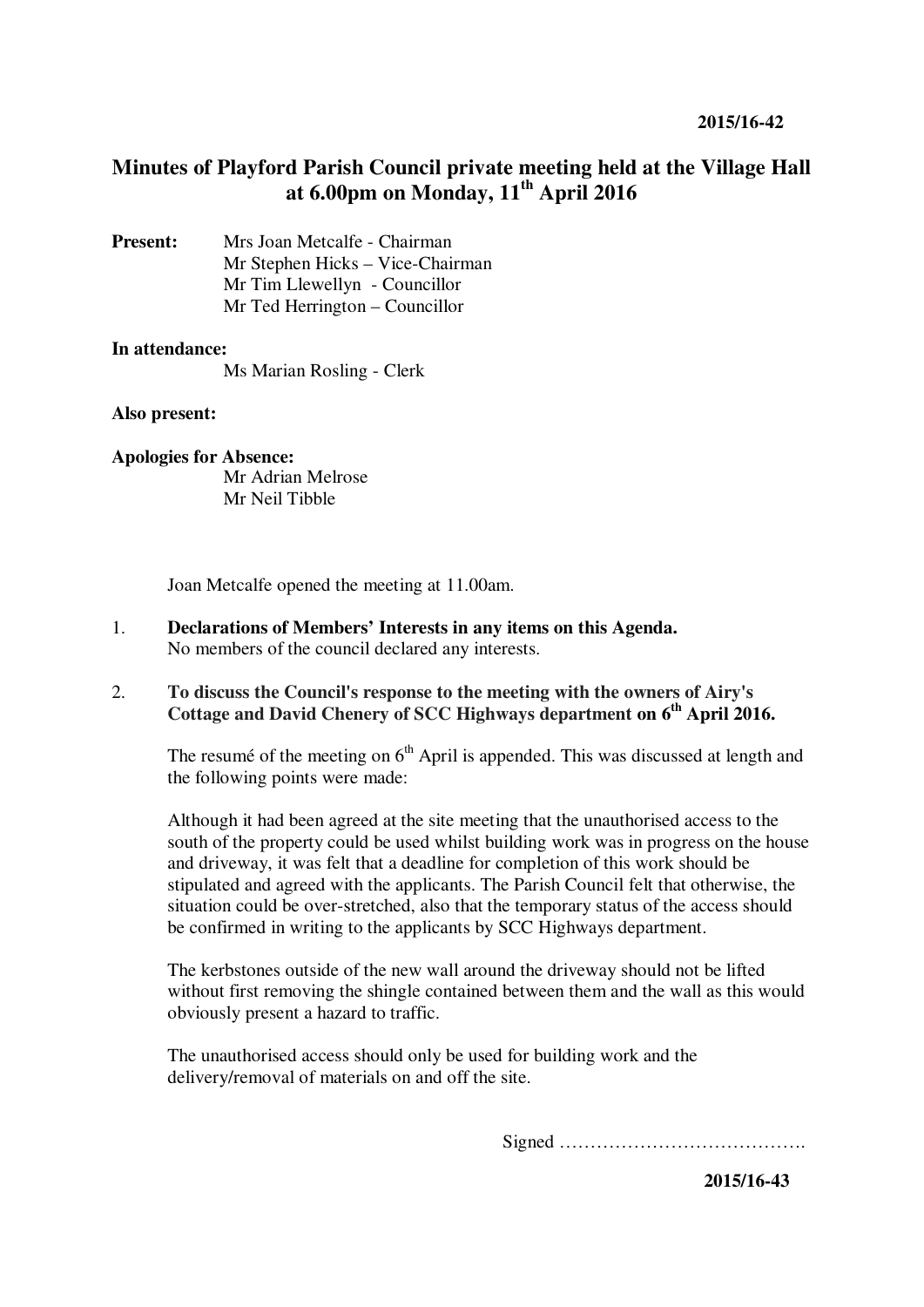# Minutes of Playford Parish Council private meeting held at the Village Hall at 6.00pm on Monday, 11th April 2016

**Present:**
Mrs Joan Metcalfe - Chairman
Mr Stephen Hicks – Vice-Chairman
Mr Tim Llewellyn - Councillor
Mr Ted Herrington – Councillor

**In attendance:**
Ms Marian Rosling - Clerk

**Also present:**

**Apologies for Absence:**
Mr Adrian Melrose
Mr Neil Tibble

Joan Metcalfe opened the meeting at 11.00am.

1. **Declarations of Members' Interests in any items on this Agenda.**
   No members of the council declared any interests.

2. **To discuss the Council's response to the meeting with the owners of Airy's Cottage and David Chenery of SCC Highways department on 6th April 2016.**

   The resumé of the meeting on 6th April is appended. This was discussed at length and the following points were made:

   Although it had been agreed at the site meeting that the unauthorised access to the south of the property could be used whilst building work was in progress on the house and driveway, it was felt that a deadline for completion of this work should be stipulated and agreed with the applicants. The Parish Council felt that otherwise, the situation could be over-stretched, also that the temporary status of the access should be confirmed in writing to the applicants by SCC Highways department.

   The kerbstones outside of the new wall around the driveway should not be lifted without first removing the shingle contained between them and the wall as this would obviously present a hazard to traffic.

   The unauthorised access should only be used for building work and the delivery/removal of materials on and off the site.

Signed ………………………………….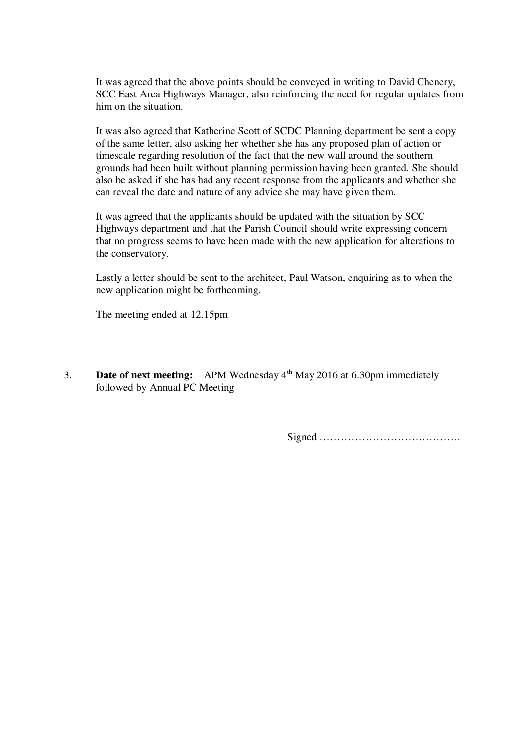It was agreed that the above points should be conveyed in writing to David Chenery, SCC East Area Highways Manager, also reinforcing the need for regular updates from him on the situation.

It was also agreed that Katherine Scott of SCDC Planning department be sent a copy of the same letter, also asking her whether she has any proposed plan of action or timescale regarding resolution of the fact that the new wall around the southern grounds had been built without planning permission having been granted. She should also be asked if she has had any recent response from the applicants and whether she can reveal the date and nature of any advice she may have given them.

It was agreed that the applicants should be updated with the situation by SCC Highways department and that the Parish Council should write expressing concern that no progress seems to have been made with the new application for alterations to the conservatory.

Lastly a letter should be sent to the architect, Paul Watson, enquiring as to when the new application might be forthcoming.

The meeting ended at 12.15pm

3. **Date of next meeting:** APM Wednesday 4th May 2016 at 6.30pm immediately followed by Annual PC Meeting

Signed ………………………………….